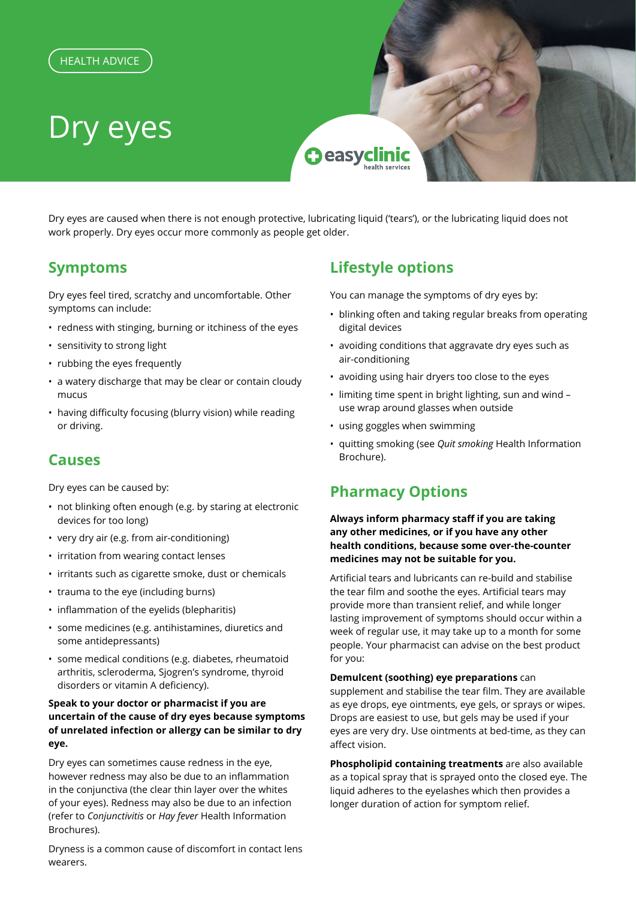HEALTH ADVICE

# Dry eyes

Dry eyes are caused when there is not enough protective, lubricating liquid ('tears'), or the lubricating liquid does not work properly. Dry eyes occur more commonly as people get older.

## Symptoms

Dry eyes feel tired, scratchy and uncomfortable. Other symptoms can include:

- redness with stinging, burning or itchiness of the eyes
- sensitivity to strong light
- rubbing the eyes frequently
- a watery discharge that may be clear or contain cloudy mucus
- having difficulty focusing (blurry vision) while reading or driving.

## Causes

Dry eyes can be caused by:

- not blinking often enough (e.g. by staring at electronic devices for too long)
- very dry air (e.g. from air-conditioning)
- irritation from wearing contact lenses
- irritants such as cigarette smoke, dust or chemicals
- trauma to the eye (including burns)
- inflammation of the eyelids (blepharitis)
- some medicines (e.g. antihistamines, diuretics and some antidepressants)
- some medical conditions (e.g. diabetes, rheumatoid arthritis, scleroderma, Sjogren's syndrome, thyroid disorders or vitamin A deficiency).

**Speak to your doctor or pharmacist if you are uncertain of the cause of dry eyes because symptoms of unrelated infection or allergy can be similar to dry eye.**

Dry eyes can sometimes cause redness in the eye, however redness may also be due to an inflammation in the conjunctiva (the clear thin layer over the whites of your eyes). Redness may also be due to an infection (refer to *Conjunctivitis* or *Hay fever* Health Information Brochures).

Dryness is a common cause of discomfort in contact lens wearers.

## Lifestyle options

You can manage the symptoms of dry eyes by:

- blinking often and taking regular breaks from operating digital devices
- avoiding conditions that aggravate dry eyes such as air-conditioning
- avoiding using hair dryers too close to the eyes
- limiting time spent in bright lighting, sun and wind – use wrap around glasses when outside
- using goggles when swimming
- quitting smoking (see *Quit smoking* Health Information Brochure).

## Pharmacy Options

**Always inform pharmacy staff if you are taking any other medicines, or if you have any other health conditions, because some over-the-counter medicines may not be suitable for you.**

Artificial tears and lubricants can re-build and stabilise the tear film and soothe the eyes. Artificial tears may provide more than transient relief, and while longer lasting improvement of symptoms should occur within a week of regular use, it may take up to a month for some people. Your pharmacist can advise on the best product for you:

**Demulcent (soothing) eye preparations** can supplement and stabilise the tear film. They are available as eye drops, eye ointments, eye gels, or sprays or wipes. Drops are easiest to use, but gels may be used if your eyes are very dry. Use ointments at bed-time, as they can affect vision.

**Phospholipid containing treatments** are also available as a topical spray that is sprayed onto the closed eye. The liquid adheres to the eyelashes which then provides a longer duration of action for symptom relief.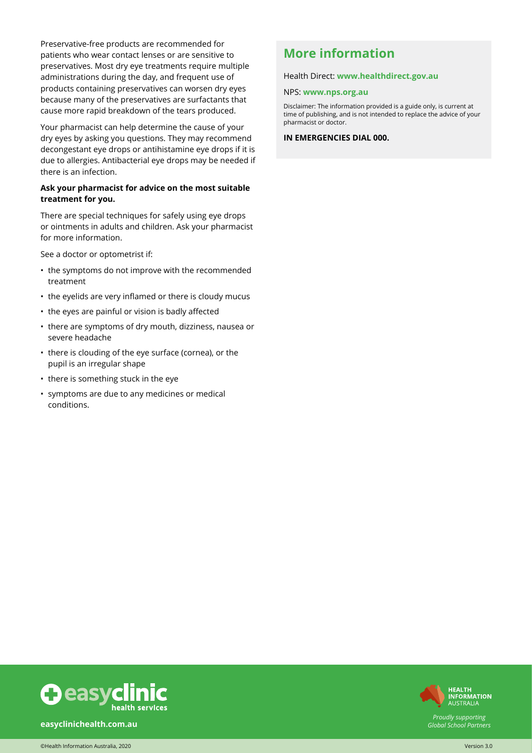Preservative-free products are recommended for patients who wear contact lenses or are sensitive to preservatives. Most dry eye treatments require multiple administrations during the day, and frequent use of products containing preservatives can worsen dry eyes because many of the preservatives are surfactants that cause more rapid breakdown of the tears produced.

Your pharmacist can help determine the cause of your dry eyes by asking you questions. They may recommend decongestant eye drops or antihistamine eye drops if it is due to allergies. Antibacterial eye drops may be needed if there is an infection.

**Ask your pharmacist for advice on the most suitable treatment for you.**

There are special techniques for safely using eye drops or ointments in adults and children. Ask your pharmacist for more information.

See a doctor or optometrist if:

- the symptoms do not improve with the recommended treatment
- the eyelids are very inflamed or there is cloudy mucus
- the eyes are painful or vision is badly affected
- there are symptoms of dry mouth, dizziness, nausea or severe headache
- there is clouding of the eye surface (cornea), or the pupil is an irregular shape
- there is something stuck in the eye
- symptoms are due to any medicines or medical conditions.

## More information

Health Direct: **www.healthdirect.gov.au**

NPS: **www.nps.org.au**

Disclaimer: The information provided is a guide only, is current at time of publishing, and is not intended to replace the advice of your pharmacist or doctor.

**IN EMERGENCIES DIAL 000.**

easyclinic health services

easyclinichealth.com.au

HEALTH INFORMATION AUSTRALIA

*Proudly supporting Global School Partners*

©Health Information Australia, 2020

Version 3.0